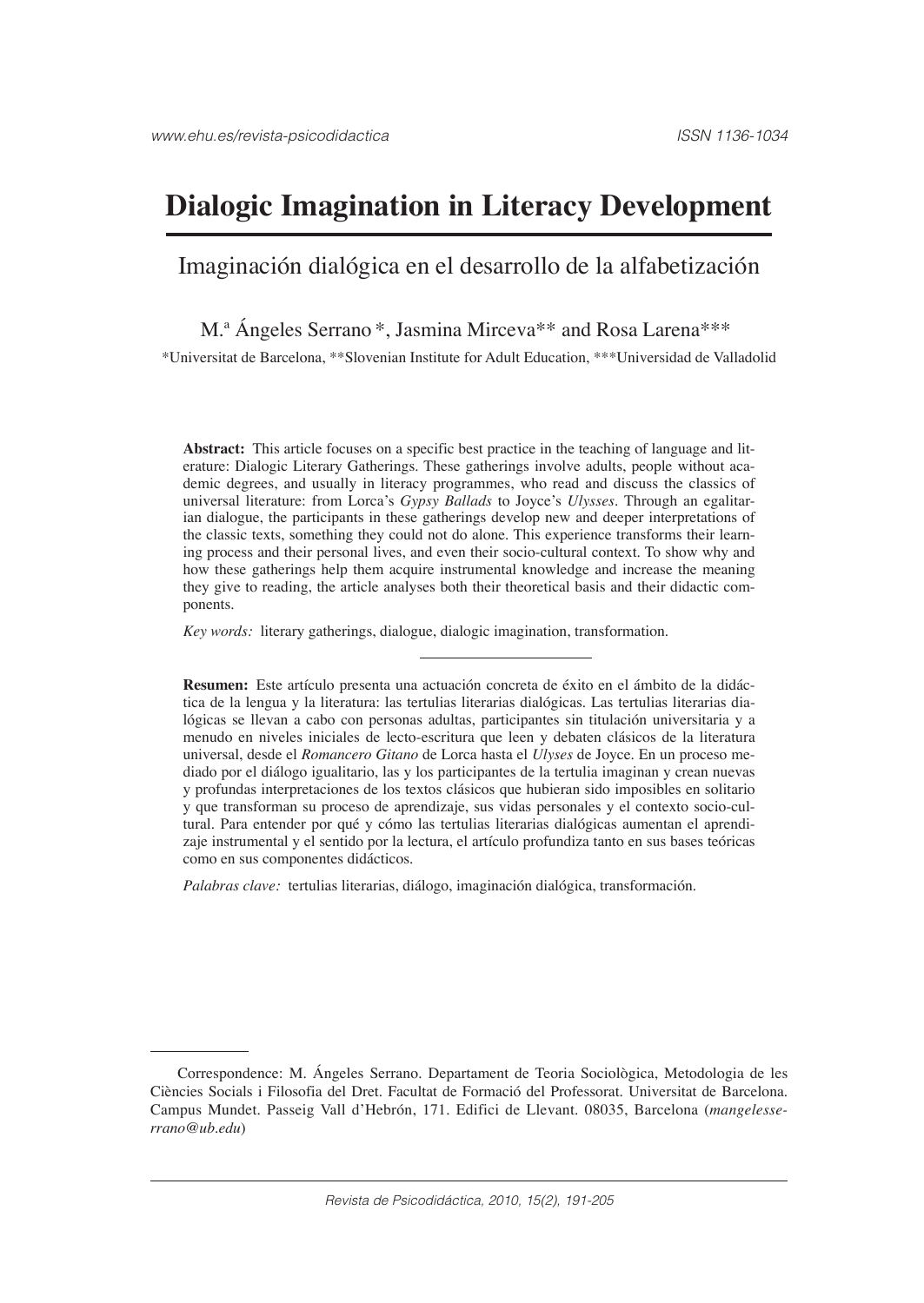# Dialogic Imagination in Literacy Development

## Imaginación dialógica en el desarrollo de la alfabetización

M.ª Ángeles Serrano *, Jasmina Mirceva** and Rosa Larena***

*Universitat de Barcelona, **Slovenian Institute for Adult Education, ***Universidad de Valladolid

**Abstract:** This article focuses on a specific best practice in the teaching of language and literature: Dialogic Literary Gatherings. These gatherings involve adults, people without academic degrees, and usually in literacy programmes, who read and discuss the classics of universal literature: from Lorca's *Gypsy Ballads* to Joyce's *Ulysses*. Through an egalitarian dialogue, the participants in these gatherings develop new and deeper interpretations of the classic texts, something they could not do alone. This experience transforms their learning process and their personal lives, and even their socio-cultural context. To show why and how these gatherings help them acquire instrumental knowledge and increase the meaning they give to reading, the article analyses both their theoretical basis and their didactic components.

*Key words:* literary gatherings, dialogue, dialogic imagination, transformation.

---

**Resumen:** Este artículo presenta una actuación concreta de éxito en el ámbito de la didáctica de la lengua y la literatura: las tertulias literarias dialógicas. Las tertulias literarias dialógicas se llevan a cabo con personas adultas, participantes sin titulación universitaria y a menudo en niveles iniciales de lecto-escritura que leen y debaten clásicos de la literatura universal, desde el *Romancero Gitano* de Lorca hasta el *Ulyses* de Joyce. En un proceso mediado por el diálogo igualitario, las y los participantes de la tertulia imaginan y crean nuevas y profundas interpretaciones de los textos clásicos que hubieran sido imposibles en solitario y que transforman su proceso de aprendizaje, sus vidas personales y el contexto socio-cultural. Para entender por qué y cómo las tertulias literarias dialógicas aumentan el aprendizaje instrumental y el sentido por la lectura, el artículo profundiza tanto en sus bases teóricas como en sus componentes didácticos.

*Palabras clave:* tertulias literarias, diálogo, imaginación dialógica, transformación.

---

Correspondence: M. Ángeles Serrano. Departament de Teoria Sociològica, Metodologia de les Ciències Socials i Filosofia del Dret. Facultat de Formació del Professorat. Universitat de Barcelona. Campus Mundet. Passeig Vall d'Hebrón, 171. Edifici de Llevant. 08035, Barcelona (*mangelesserrano@ub.edu*)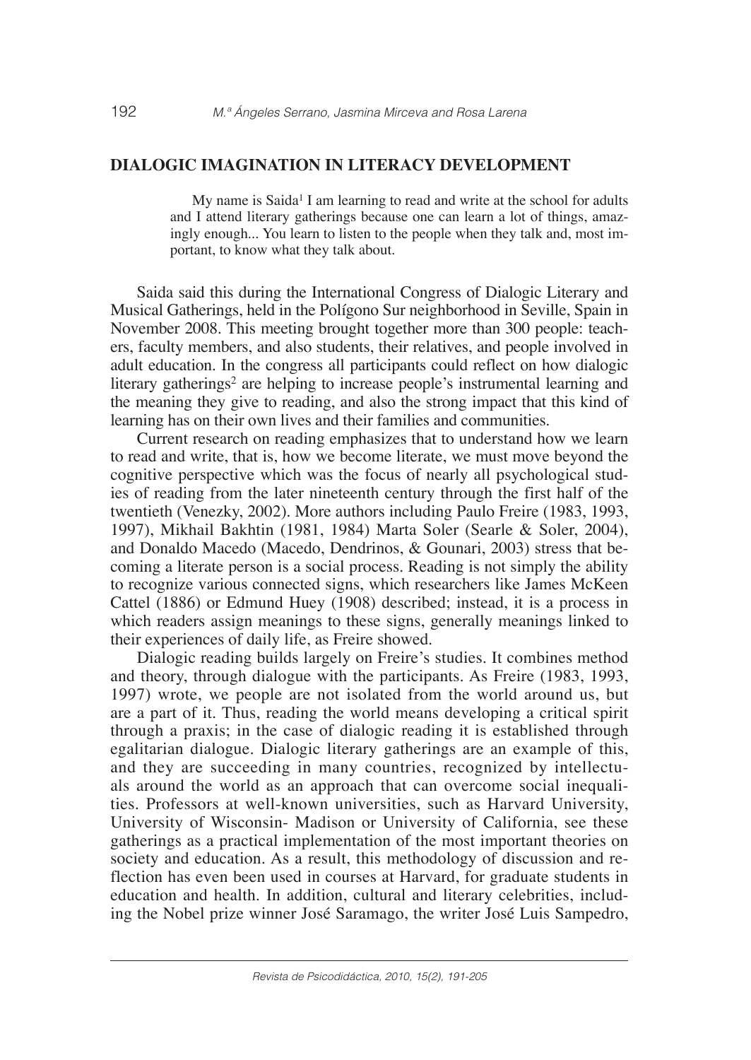## DIALOGIC IMAGINATION IN LITERACY DEVELOPMENT

> My name is Saida[1] I am learning to read and write at the school for adults and I attend literary gatherings because one can learn a lot of things, amazingly enough... You learn to listen to the people when they talk and, most important, to know what they talk about.

Saida said this during the International Congress of Dialogic Literary and Musical Gatherings, held in the Polígono Sur neighborhood in Seville, Spain in November 2008. This meeting brought together more than 300 people: teachers, faculty members, and also students, their relatives, and people involved in adult education. In the congress all participants could reflect on how dialogic literary gatherings[2] are helping to increase people's instrumental learning and the meaning they give to reading, and also the strong impact that this kind of learning has on their own lives and their families and communities.

Current research on reading emphasizes that to understand how we learn to read and write, that is, how we become literate, we must move beyond the cognitive perspective which was the focus of nearly all psychological studies of reading from the later nineteenth century through the first half of the twentieth (Venezky, 2002). More authors including Paulo Freire (1983, 1993, 1997), Mikhail Bakhtin (1981, 1984) Marta Soler (Searle & Soler, 2004), and Donaldo Macedo (Macedo, Dendrinos, & Gounari, 2003) stress that becoming a literate person is a social process. Reading is not simply the ability to recognize various connected signs, which researchers like James McKeen Cattel (1886) or Edmund Huey (1908) described; instead, it is a process in which readers assign meanings to these signs, generally meanings linked to their experiences of daily life, as Freire showed.

Dialogic reading builds largely on Freire's studies. It combines method and theory, through dialogue with the participants. As Freire (1983, 1993, 1997) wrote, we people are not isolated from the world around us, but are a part of it. Thus, reading the world means developing a critical spirit through a praxis; in the case of dialogic reading it is established through egalitarian dialogue. Dialogic literary gatherings are an example of this, and they are succeeding in many countries, recognized by intellectuals around the world as an approach that can overcome social inequalities. Professors at well-known universities, such as Harvard University, University of Wisconsin- Madison or University of California, see these gatherings as a practical implementation of the most important theories on society and education. As a result, this methodology of discussion and reflection has even been used in courses at Harvard, for graduate students in education and health. In addition, cultural and literary celebrities, including the Nobel prize winner José Saramago, the writer José Luis Sampedro,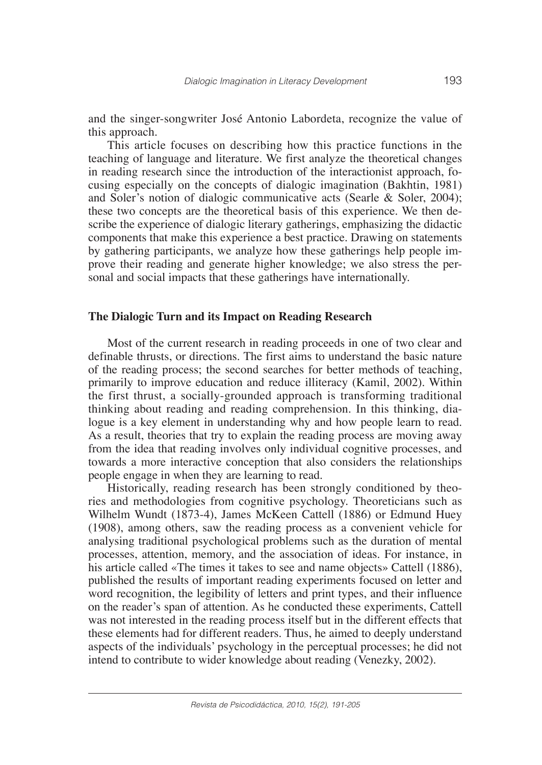and the singer-songwriter José Antonio Labordeta, recognize the value of this approach.

This article focuses on describing how this practice functions in the teaching of language and literature. We first analyze the theoretical changes in reading research since the introduction of the interactionist approach, focusing especially on the concepts of dialogic imagination (Bakhtin, 1981) and Soler's notion of dialogic communicative acts (Searle & Soler, 2004); these two concepts are the theoretical basis of this experience. We then describe the experience of dialogic literary gatherings, emphasizing the didactic components that make this experience a best practice. Drawing on statements by gathering participants, we analyze how these gatherings help people improve their reading and generate higher knowledge; we also stress the personal and social impacts that these gatherings have internationally.

## The Dialogic Turn and its Impact on Reading Research

Most of the current research in reading proceeds in one of two clear and definable thrusts, or directions. The first aims to understand the basic nature of the reading process; the second searches for better methods of teaching, primarily to improve education and reduce illiteracy (Kamil, 2002). Within the first thrust, a socially-grounded approach is transforming traditional thinking about reading and reading comprehension. In this thinking, dialogue is a key element in understanding why and how people learn to read. As a result, theories that try to explain the reading process are moving away from the idea that reading involves only individual cognitive processes, and towards a more interactive conception that also considers the relationships people engage in when they are learning to read.

Historically, reading research has been strongly conditioned by theories and methodologies from cognitive psychology. Theoreticians such as Wilhelm Wundt (1873-4), James McKeen Cattell (1886) or Edmund Huey (1908), among others, saw the reading process as a convenient vehicle for analysing traditional psychological problems such as the duration of mental processes, attention, memory, and the association of ideas. For instance, in his article called «The times it takes to see and name objects» Cattell (1886), published the results of important reading experiments focused on letter and word recognition, the legibility of letters and print types, and their influence on the reader's span of attention. As he conducted these experiments, Cattell was not interested in the reading process itself but in the different effects that these elements had for different readers. Thus, he aimed to deeply understand aspects of the individuals' psychology in the perceptual processes; he did not intend to contribute to wider knowledge about reading (Venezky, 2002).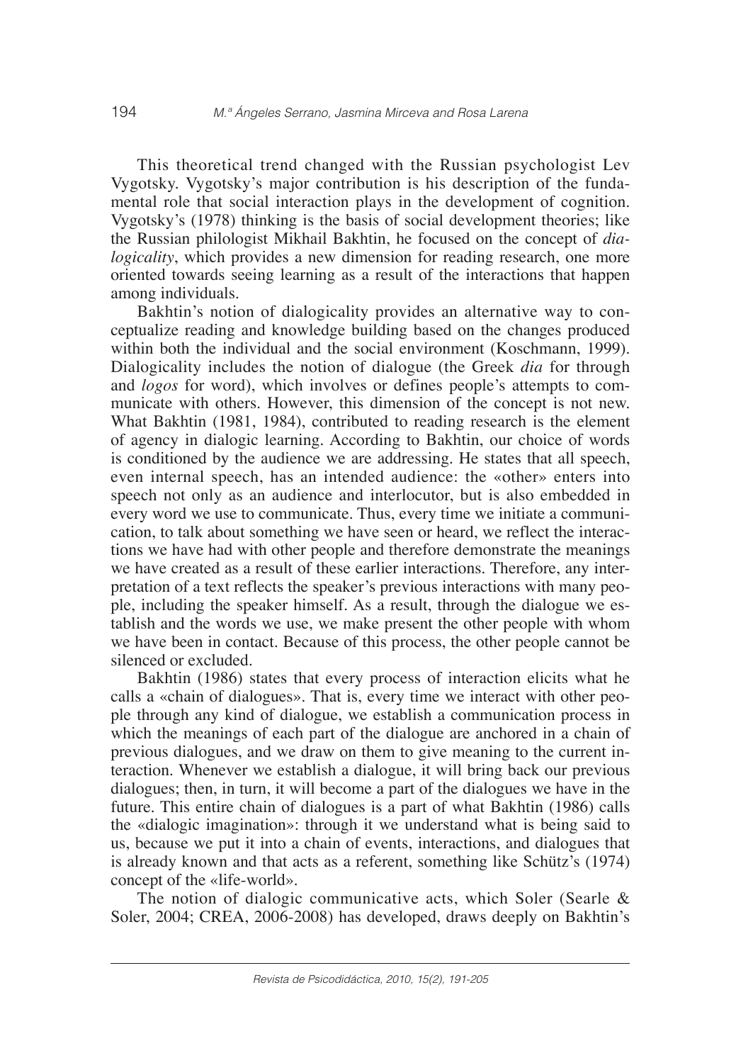This theoretical trend changed with the Russian psychologist Lev Vygotsky. Vygotsky's major contribution is his description of the fundamental role that social interaction plays in the development of cognition. Vygotsky's (1978) thinking is the basis of social development theories; like the Russian philologist Mikhail Bakhtin, he focused on the concept of *dialogicality*, which provides a new dimension for reading research, one more oriented towards seeing learning as a result of the interactions that happen among individuals.

Bakhtin's notion of dialogicality provides an alternative way to conceptualize reading and knowledge building based on the changes produced within both the individual and the social environment (Koschmann, 1999). Dialogicality includes the notion of dialogue (the Greek *dia* for through and *logos* for word), which involves or defines people's attempts to communicate with others. However, this dimension of the concept is not new. What Bakhtin (1981, 1984), contributed to reading research is the element of agency in dialogic learning. According to Bakhtin, our choice of words is conditioned by the audience we are addressing. He states that all speech, even internal speech, has an intended audience: the «other» enters into speech not only as an audience and interlocutor, but is also embedded in every word we use to communicate. Thus, every time we initiate a communication, to talk about something we have seen or heard, we reflect the interactions we have had with other people and therefore demonstrate the meanings we have created as a result of these earlier interactions. Therefore, any interpretation of a text reflects the speaker's previous interactions with many people, including the speaker himself. As a result, through the dialogue we establish and the words we use, we make present the other people with whom we have been in contact. Because of this process, the other people cannot be silenced or excluded.

Bakhtin (1986) states that every process of interaction elicits what he calls a «chain of dialogues». That is, every time we interact with other people through any kind of dialogue, we establish a communication process in which the meanings of each part of the dialogue are anchored in a chain of previous dialogues, and we draw on them to give meaning to the current interaction. Whenever we establish a dialogue, it will bring back our previous dialogues; then, in turn, it will become a part of the dialogues we have in the future. This entire chain of dialogues is a part of what Bakhtin (1986) calls the «dialogic imagination»: through it we understand what is being said to us, because we put it into a chain of events, interactions, and dialogues that is already known and that acts as a referent, something like Schütz's (1974) concept of the «life-world».

The notion of dialogic communicative acts, which Soler (Searle & Soler, 2004; CREA, 2006-2008) has developed, draws deeply on Bakhtin's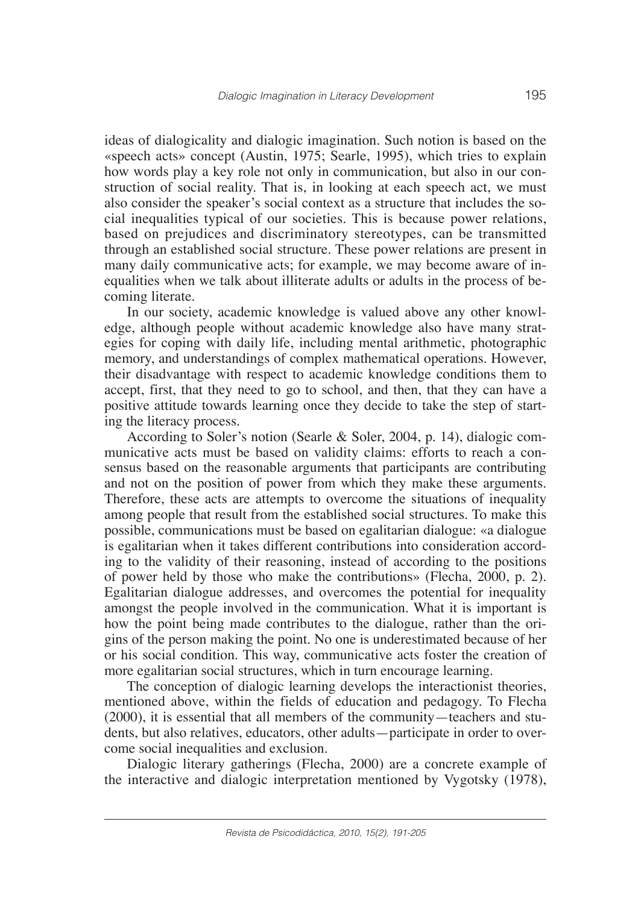ideas of dialogicality and dialogic imagination. Such notion is based on the «speech acts» concept (Austin, 1975; Searle, 1995), which tries to explain how words play a key role not only in communication, but also in our construction of social reality. That is, in looking at each speech act, we must also consider the speaker's social context as a structure that includes the social inequalities typical of our societies. This is because power relations, based on prejudices and discriminatory stereotypes, can be transmitted through an established social structure. These power relations are present in many daily communicative acts; for example, we may become aware of inequalities when we talk about illiterate adults or adults in the process of becoming literate.

In our society, academic knowledge is valued above any other knowledge, although people without academic knowledge also have many strategies for coping with daily life, including mental arithmetic, photographic memory, and understandings of complex mathematical operations. However, their disadvantage with respect to academic knowledge conditions them to accept, first, that they need to go to school, and then, that they can have a positive attitude towards learning once they decide to take the step of starting the literacy process.

According to Soler's notion (Searle & Soler, 2004, p. 14), dialogic communicative acts must be based on validity claims: efforts to reach a consensus based on the reasonable arguments that participants are contributing and not on the position of power from which they make these arguments. Therefore, these acts are attempts to overcome the situations of inequality among people that result from the established social structures. To make this possible, communications must be based on egalitarian dialogue: «a dialogue is egalitarian when it takes different contributions into consideration according to the validity of their reasoning, instead of according to the positions of power held by those who make the contributions» (Flecha, 2000, p. 2). Egalitarian dialogue addresses, and overcomes the potential for inequality amongst the people involved in the communication. What it is important is how the point being made contributes to the dialogue, rather than the origins of the person making the point. No one is underestimated because of her or his social condition. This way, communicative acts foster the creation of more egalitarian social structures, which in turn encourage learning.

The conception of dialogic learning develops the interactionist theories, mentioned above, within the fields of education and pedagogy. To Flecha (2000), it is essential that all members of the community—teachers and students, but also relatives, educators, other adults—participate in order to overcome social inequalities and exclusion.

Dialogic literary gatherings (Flecha, 2000) are a concrete example of the interactive and dialogic interpretation mentioned by Vygotsky (1978),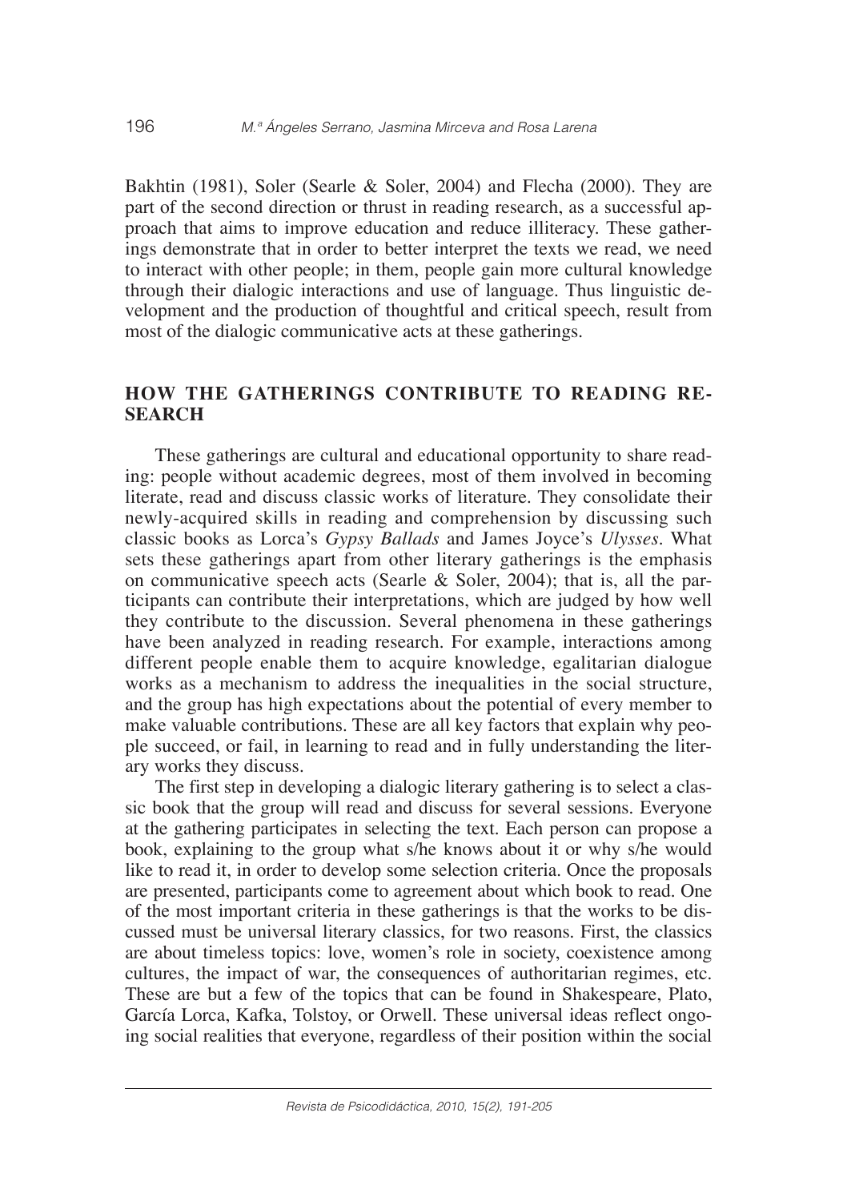Bakhtin (1981), Soler (Searle & Soler, 2004) and Flecha (2000). They are part of the second direction or thrust in reading research, as a successful approach that aims to improve education and reduce illiteracy. These gatherings demonstrate that in order to better interpret the texts we read, we need to interact with other people; in them, people gain more cultural knowledge through their dialogic interactions and use of language. Thus linguistic development and the production of thoughtful and critical speech, result from most of the dialogic communicative acts at these gatherings.

## HOW THE GATHERINGS CONTRIBUTE TO READING RESEARCH

These gatherings are cultural and educational opportunity to share reading: people without academic degrees, most of them involved in becoming literate, read and discuss classic works of literature. They consolidate their newly-acquired skills in reading and comprehension by discussing such classic books as Lorca's *Gypsy Ballads* and James Joyce's *Ulysses*. What sets these gatherings apart from other literary gatherings is the emphasis on communicative speech acts (Searle & Soler, 2004); that is, all the participants can contribute their interpretations, which are judged by how well they contribute to the discussion. Several phenomena in these gatherings have been analyzed in reading research. For example, interactions among different people enable them to acquire knowledge, egalitarian dialogue works as a mechanism to address the inequalities in the social structure, and the group has high expectations about the potential of every member to make valuable contributions. These are all key factors that explain why people succeed, or fail, in learning to read and in fully understanding the literary works they discuss.

The first step in developing a dialogic literary gathering is to select a classic book that the group will read and discuss for several sessions. Everyone at the gathering participates in selecting the text. Each person can propose a book, explaining to the group what s/he knows about it or why s/he would like to read it, in order to develop some selection criteria. Once the proposals are presented, participants come to agreement about which book to read. One of the most important criteria in these gatherings is that the works to be discussed must be universal literary classics, for two reasons. First, the classics are about timeless topics: love, women's role in society, coexistence among cultures, the impact of war, the consequences of authoritarian regimes, etc. These are but a few of the topics that can be found in Shakespeare, Plato, García Lorca, Kafka, Tolstoy, or Orwell. These universal ideas reflect ongoing social realities that everyone, regardless of their position within the social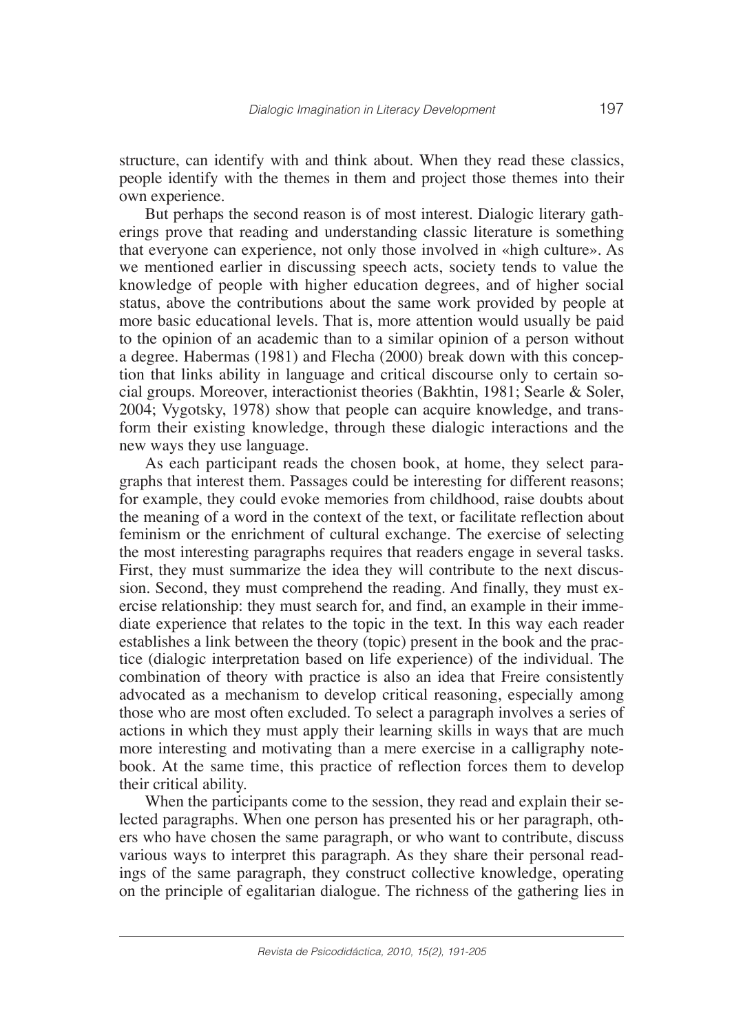structure, can identify with and think about. When they read these classics, people identify with the themes in them and project those themes into their own experience.

But perhaps the second reason is of most interest. Dialogic literary gatherings prove that reading and understanding classic literature is something that everyone can experience, not only those involved in «high culture». As we mentioned earlier in discussing speech acts, society tends to value the knowledge of people with higher education degrees, and of higher social status, above the contributions about the same work provided by people at more basic educational levels. That is, more attention would usually be paid to the opinion of an academic than to a similar opinion of a person without a degree. Habermas (1981) and Flecha (2000) break down with this conception that links ability in language and critical discourse only to certain social groups. Moreover, interactionist theories (Bakhtin, 1981; Searle & Soler, 2004; Vygotsky, 1978) show that people can acquire knowledge, and transform their existing knowledge, through these dialogic interactions and the new ways they use language.

As each participant reads the chosen book, at home, they select paragraphs that interest them. Passages could be interesting for different reasons; for example, they could evoke memories from childhood, raise doubts about the meaning of a word in the context of the text, or facilitate reflection about feminism or the enrichment of cultural exchange. The exercise of selecting the most interesting paragraphs requires that readers engage in several tasks. First, they must summarize the idea they will contribute to the next discussion. Second, they must comprehend the reading. And finally, they must exercise relationship: they must search for, and find, an example in their immediate experience that relates to the topic in the text. In this way each reader establishes a link between the theory (topic) present in the book and the practice (dialogic interpretation based on life experience) of the individual. The combination of theory with practice is also an idea that Freire consistently advocated as a mechanism to develop critical reasoning, especially among those who are most often excluded. To select a paragraph involves a series of actions in which they must apply their learning skills in ways that are much more interesting and motivating than a mere exercise in a calligraphy notebook. At the same time, this practice of reflection forces them to develop their critical ability.

When the participants come to the session, they read and explain their selected paragraphs. When one person has presented his or her paragraph, others who have chosen the same paragraph, or who want to contribute, discuss various ways to interpret this paragraph. As they share their personal readings of the same paragraph, they construct collective knowledge, operating on the principle of egalitarian dialogue. The richness of the gathering lies in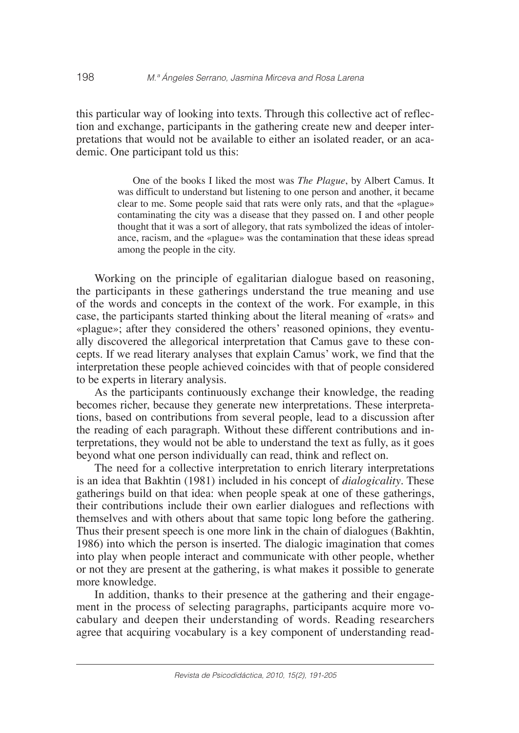this particular way of looking into texts. Through this collective act of reflection and exchange, participants in the gathering create new and deeper interpretations that would not be available to either an isolated reader, or an academic. One participant told us this:

> One of the books I liked the most was *The Plague*, by Albert Camus. It was difficult to understand but listening to one person and another, it became clear to me. Some people said that rats were only rats, and that the «plague» contaminating the city was a disease that they passed on. I and other people thought that it was a sort of allegory, that rats symbolized the ideas of intolerance, racism, and the «plague» was the contamination that these ideas spread among the people in the city.

Working on the principle of egalitarian dialogue based on reasoning, the participants in these gatherings understand the true meaning and use of the words and concepts in the context of the work. For example, in this case, the participants started thinking about the literal meaning of «rats» and «plague»; after they considered the others' reasoned opinions, they eventually discovered the allegorical interpretation that Camus gave to these concepts. If we read literary analyses that explain Camus' work, we find that the interpretation these people achieved coincides with that of people considered to be experts in literary analysis.

As the participants continuously exchange their knowledge, the reading becomes richer, because they generate new interpretations. These interpretations, based on contributions from several people, lead to a discussion after the reading of each paragraph. Without these different contributions and interpretations, they would not be able to understand the text as fully, as it goes beyond what one person individually can read, think and reflect on.

The need for a collective interpretation to enrich literary interpretations is an idea that Bakhtin (1981) included in his concept of *dialogicality*. These gatherings build on that idea: when people speak at one of these gatherings, their contributions include their own earlier dialogues and reflections with themselves and with others about that same topic long before the gathering. Thus their present speech is one more link in the chain of dialogues (Bakhtin, 1986) into which the person is inserted. The dialogic imagination that comes into play when people interact and communicate with other people, whether or not they are present at the gathering, is what makes it possible to generate more knowledge.

In addition, thanks to their presence at the gathering and their engagement in the process of selecting paragraphs, participants acquire more vocabulary and deepen their understanding of words. Reading researchers agree that acquiring vocabulary is a key component of understanding read-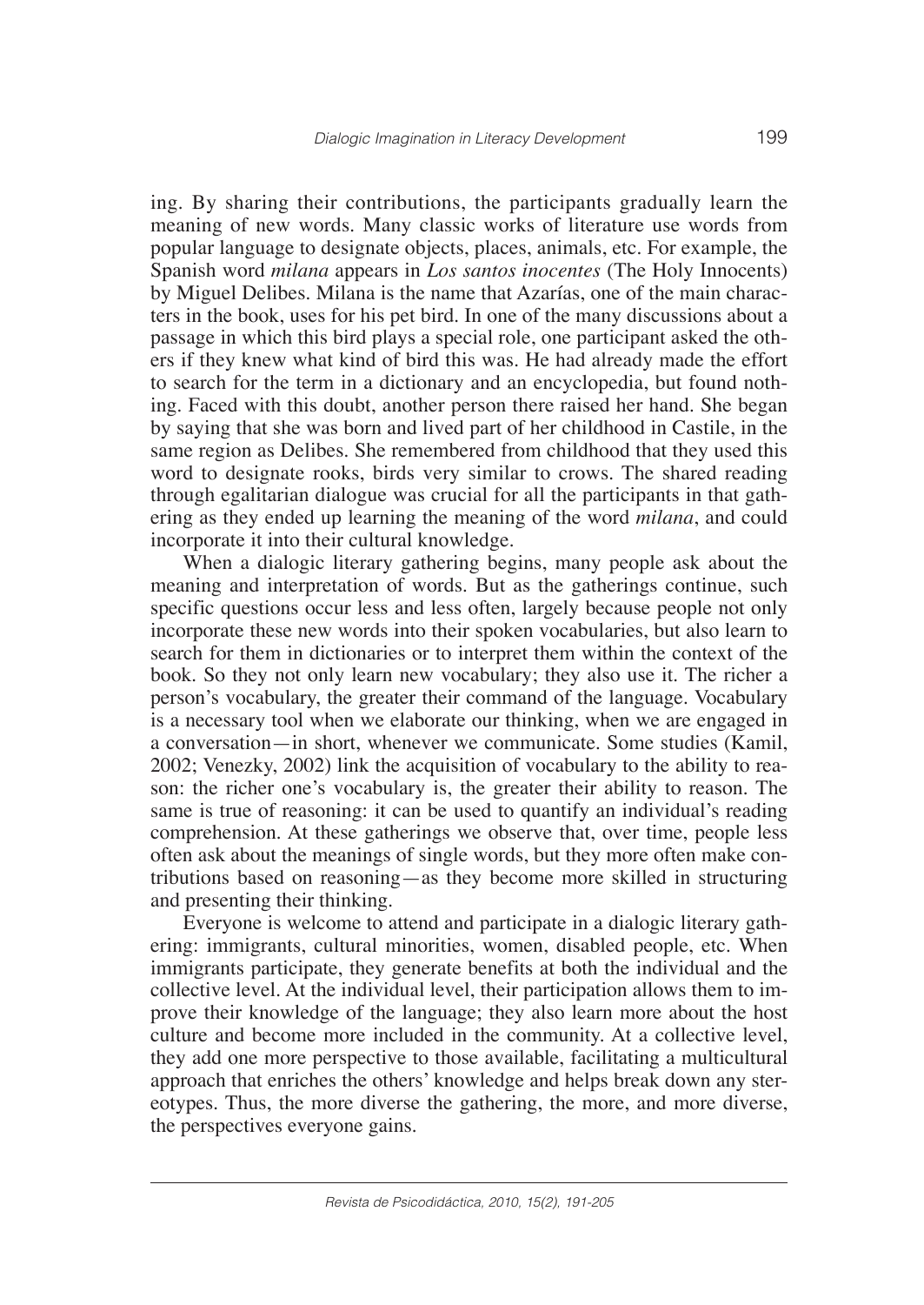ing. By sharing their contributions, the participants gradually learn the meaning of new words. Many classic works of literature use words from popular language to designate objects, places, animals, etc. For example, the Spanish word *milana* appears in *Los santos inocentes* (The Holy Innocents) by Miguel Delibes. Milana is the name that Azarías, one of the main characters in the book, uses for his pet bird. In one of the many discussions about a passage in which this bird plays a special role, one participant asked the others if they knew what kind of bird this was. He had already made the effort to search for the term in a dictionary and an encyclopedia, but found nothing. Faced with this doubt, another person there raised her hand. She began by saying that she was born and lived part of her childhood in Castile, in the same region as Delibes. She remembered from childhood that they used this word to designate rooks, birds very similar to crows. The shared reading through egalitarian dialogue was crucial for all the participants in that gathering as they ended up learning the meaning of the word *milana*, and could incorporate it into their cultural knowledge.

When a dialogic literary gathering begins, many people ask about the meaning and interpretation of words. But as the gatherings continue, such specific questions occur less and less often, largely because people not only incorporate these new words into their spoken vocabularies, but also learn to search for them in dictionaries or to interpret them within the context of the book. So they not only learn new vocabulary; they also use it. The richer a person's vocabulary, the greater their command of the language. Vocabulary is a necessary tool when we elaborate our thinking, when we are engaged in a conversation—in short, whenever we communicate. Some studies (Kamil, 2002; Venezky, 2002) link the acquisition of vocabulary to the ability to reason: the richer one's vocabulary is, the greater their ability to reason. The same is true of reasoning: it can be used to quantify an individual's reading comprehension. At these gatherings we observe that, over time, people less often ask about the meanings of single words, but they more often make contributions based on reasoning—as they become more skilled in structuring and presenting their thinking.

Everyone is welcome to attend and participate in a dialogic literary gathering: immigrants, cultural minorities, women, disabled people, etc. When immigrants participate, they generate benefits at both the individual and the collective level. At the individual level, their participation allows them to improve their knowledge of the language; they also learn more about the host culture and become more included in the community. At a collective level, they add one more perspective to those available, facilitating a multicultural approach that enriches the others' knowledge and helps break down any stereotypes. Thus, the more diverse the gathering, the more, and more diverse, the perspectives everyone gains.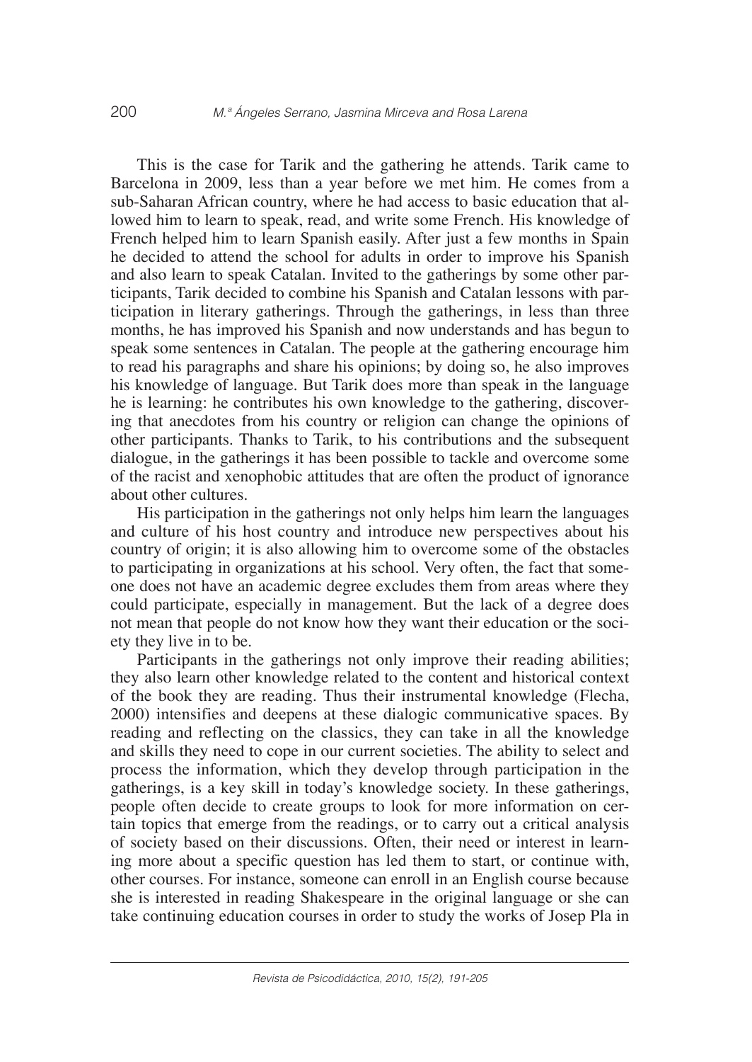This is the case for Tarik and the gathering he attends. Tarik came to Barcelona in 2009, less than a year before we met him. He comes from a sub-Saharan African country, where he had access to basic education that allowed him to learn to speak, read, and write some French. His knowledge of French helped him to learn Spanish easily. After just a few months in Spain he decided to attend the school for adults in order to improve his Spanish and also learn to speak Catalan. Invited to the gatherings by some other participants, Tarik decided to combine his Spanish and Catalan lessons with participation in literary gatherings. Through the gatherings, in less than three months, he has improved his Spanish and now understands and has begun to speak some sentences in Catalan. The people at the gathering encourage him to read his paragraphs and share his opinions; by doing so, he also improves his knowledge of language. But Tarik does more than speak in the language he is learning: he contributes his own knowledge to the gathering, discovering that anecdotes from his country or religion can change the opinions of other participants. Thanks to Tarik, to his contributions and the subsequent dialogue, in the gatherings it has been possible to tackle and overcome some of the racist and xenophobic attitudes that are often the product of ignorance about other cultures.

His participation in the gatherings not only helps him learn the languages and culture of his host country and introduce new perspectives about his country of origin; it is also allowing him to overcome some of the obstacles to participating in organizations at his school. Very often, the fact that someone does not have an academic degree excludes them from areas where they could participate, especially in management. But the lack of a degree does not mean that people do not know how they want their education or the society they live in to be.

Participants in the gatherings not only improve their reading abilities; they also learn other knowledge related to the content and historical context of the book they are reading. Thus their instrumental knowledge (Flecha, 2000) intensifies and deepens at these dialogic communicative spaces. By reading and reflecting on the classics, they can take in all the knowledge and skills they need to cope in our current societies. The ability to select and process the information, which they develop through participation in the gatherings, is a key skill in today's knowledge society. In these gatherings, people often decide to create groups to look for more information on certain topics that emerge from the readings, or to carry out a critical analysis of society based on their discussions. Often, their need or interest in learning more about a specific question has led them to start, or continue with, other courses. For instance, someone can enroll in an English course because she is interested in reading Shakespeare in the original language or she can take continuing education courses in order to study the works of Josep Pla in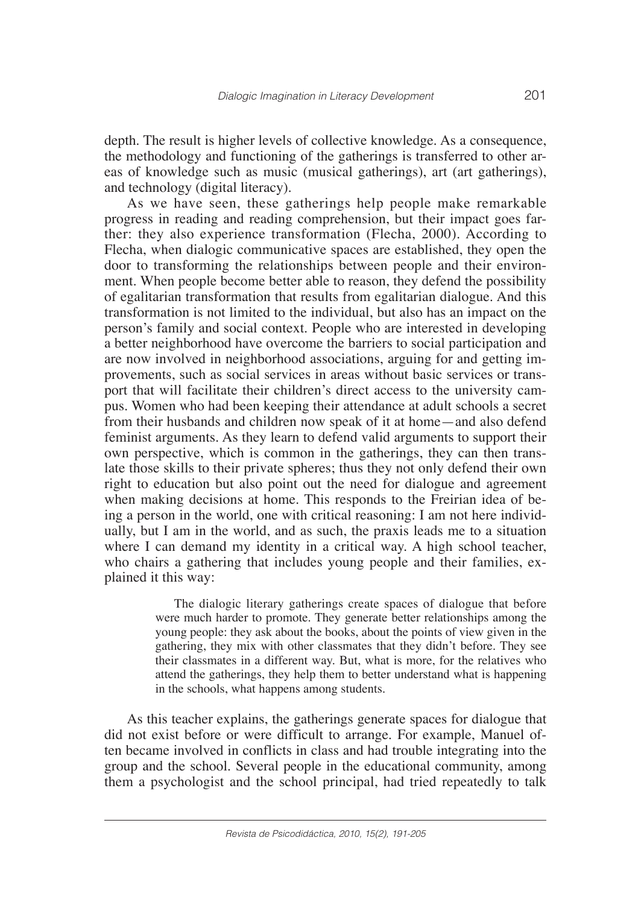depth. The result is higher levels of collective knowledge. As a consequence, the methodology and functioning of the gatherings is transferred to other areas of knowledge such as music (musical gatherings), art (art gatherings), and technology (digital literacy).

As we have seen, these gatherings help people make remarkable progress in reading and reading comprehension, but their impact goes farther: they also experience transformation (Flecha, 2000). According to Flecha, when dialogic communicative spaces are established, they open the door to transforming the relationships between people and their environment. When people become better able to reason, they defend the possibility of egalitarian transformation that results from egalitarian dialogue. And this transformation is not limited to the individual, but also has an impact on the person's family and social context. People who are interested in developing a better neighborhood have overcome the barriers to social participation and are now involved in neighborhood associations, arguing for and getting improvements, such as social services in areas without basic services or transport that will facilitate their children's direct access to the university campus. Women who had been keeping their attendance at adult schools a secret from their husbands and children now speak of it at home—and also defend feminist arguments. As they learn to defend valid arguments to support their own perspective, which is common in the gatherings, they can then translate those skills to their private spheres; thus they not only defend their own right to education but also point out the need for dialogue and agreement when making decisions at home. This responds to the Freirian idea of being a person in the world, one with critical reasoning: I am not here individually, but I am in the world, and as such, the praxis leads me to a situation where I can demand my identity in a critical way. A high school teacher, who chairs a gathering that includes young people and their families, explained it this way:

> The dialogic literary gatherings create spaces of dialogue that before were much harder to promote. They generate better relationships among the young people: they ask about the books, about the points of view given in the gathering, they mix with other classmates that they didn't before. They see their classmates in a different way. But, what is more, for the relatives who attend the gatherings, they help them to better understand what is happening in the schools, what happens among students.

As this teacher explains, the gatherings generate spaces for dialogue that did not exist before or were difficult to arrange. For example, Manuel often became involved in conflicts in class and had trouble integrating into the group and the school. Several people in the educational community, among them a psychologist and the school principal, had tried repeatedly to talk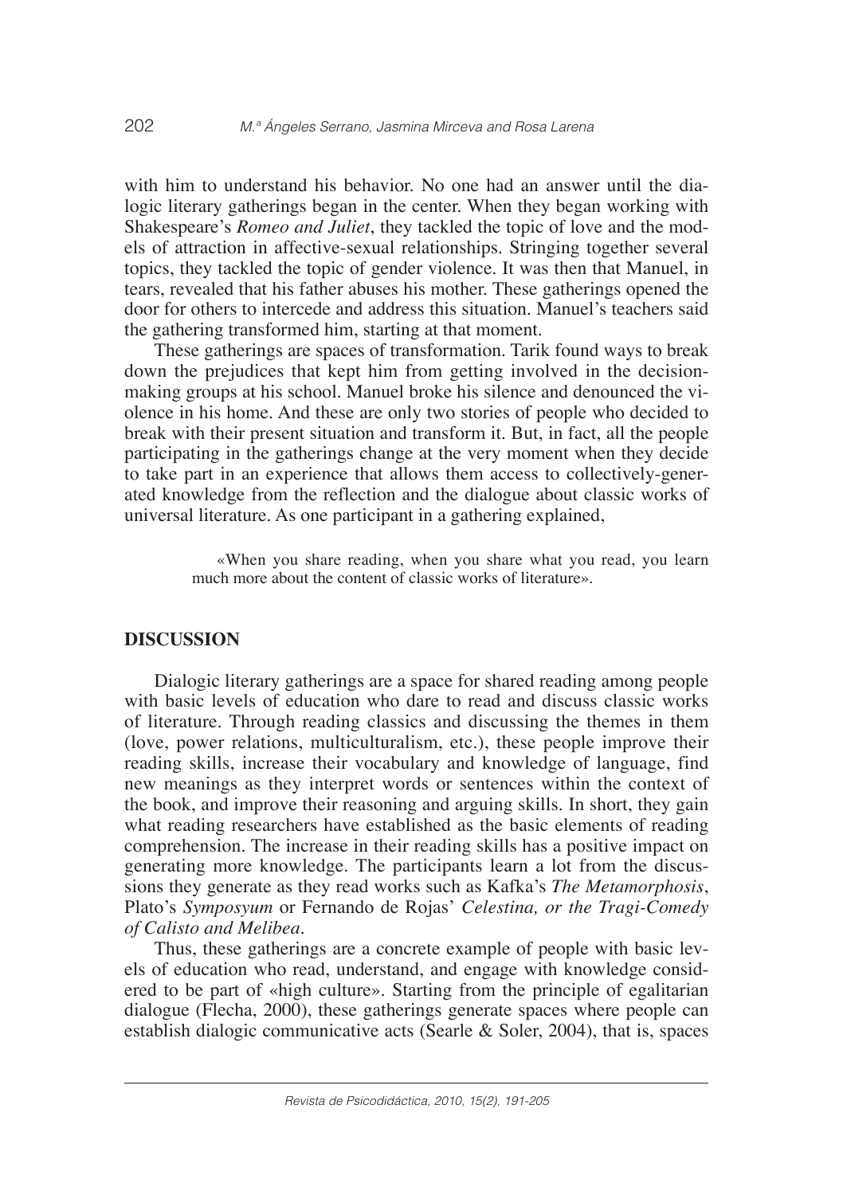with him to understand his behavior. No one had an answer until the dialogic literary gatherings began in the center. When they began working with Shakespeare's *Romeo and Juliet*, they tackled the topic of love and the models of attraction in affective-sexual relationships. Stringing together several topics, they tackled the topic of gender violence. It was then that Manuel, in tears, revealed that his father abuses his mother. These gatherings opened the door for others to intercede and address this situation. Manuel's teachers said the gathering transformed him, starting at that moment.

These gatherings are spaces of transformation. Tarik found ways to break down the prejudices that kept him from getting involved in the decision-making groups at his school. Manuel broke his silence and denounced the violence in his home. And these are only two stories of people who decided to break with their present situation and transform it. But, in fact, all the people participating in the gatherings change at the very moment when they decide to take part in an experience that allows them access to collectively-generated knowledge from the reflection and the dialogue about classic works of universal literature. As one participant in a gathering explained,

> «When you share reading, when you share what you read, you learn much more about the content of classic works of literature».

## DISCUSSION

Dialogic literary gatherings are a space for shared reading among people with basic levels of education who dare to read and discuss classic works of literature. Through reading classics and discussing the themes in them (love, power relations, multiculturalism, etc.), these people improve their reading skills, increase their vocabulary and knowledge of language, find new meanings as they interpret words or sentences within the context of the book, and improve their reasoning and arguing skills. In short, they gain what reading researchers have established as the basic elements of reading comprehension. The increase in their reading skills has a positive impact on generating more knowledge. The participants learn a lot from the discussions they generate as they read works such as Kafka's *The Metamorphosis*, Plato's *Symposyum* or Fernando de Rojas' *Celestina, or the Tragi-Comedy of Calisto and Melibea*.

Thus, these gatherings are a concrete example of people with basic levels of education who read, understand, and engage with knowledge considered to be part of «high culture». Starting from the principle of egalitarian dialogue (Flecha, 2000), these gatherings generate spaces where people can establish dialogic communicative acts (Searle & Soler, 2004), that is, spaces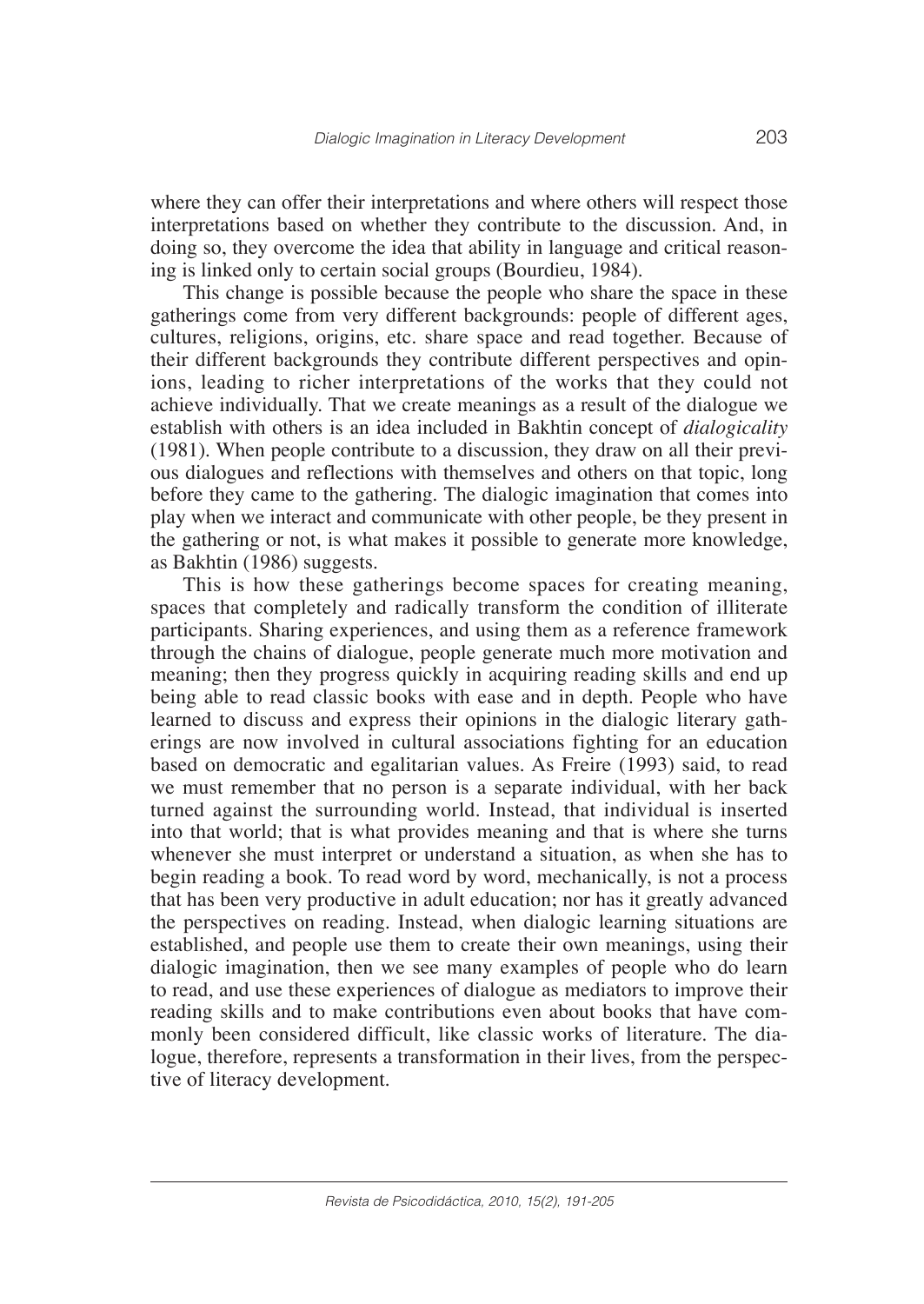where they can offer their interpretations and where others will respect those interpretations based on whether they contribute to the discussion. And, in doing so, they overcome the idea that ability in language and critical reasoning is linked only to certain social groups (Bourdieu, 1984).

This change is possible because the people who share the space in these gatherings come from very different backgrounds: people of different ages, cultures, religions, origins, etc. share space and read together. Because of their different backgrounds they contribute different perspectives and opinions, leading to richer interpretations of the works that they could not achieve individually. That we create meanings as a result of the dialogue we establish with others is an idea included in Bakhtin concept of *dialogicality* (1981). When people contribute to a discussion, they draw on all their previous dialogues and reflections with themselves and others on that topic, long before they came to the gathering. The dialogic imagination that comes into play when we interact and communicate with other people, be they present in the gathering or not, is what makes it possible to generate more knowledge, as Bakhtin (1986) suggests.

This is how these gatherings become spaces for creating meaning, spaces that completely and radically transform the condition of illiterate participants. Sharing experiences, and using them as a reference framework through the chains of dialogue, people generate much more motivation and meaning; then they progress quickly in acquiring reading skills and end up being able to read classic books with ease and in depth. People who have learned to discuss and express their opinions in the dialogic literary gatherings are now involved in cultural associations fighting for an education based on democratic and egalitarian values. As Freire (1993) said, to read we must remember that no person is a separate individual, with her back turned against the surrounding world. Instead, that individual is inserted into that world; that is what provides meaning and that is where she turns whenever she must interpret or understand a situation, as when she has to begin reading a book. To read word by word, mechanically, is not a process that has been very productive in adult education; nor has it greatly advanced the perspectives on reading. Instead, when dialogic learning situations are established, and people use them to create their own meanings, using their dialogic imagination, then we see many examples of people who do learn to read, and use these experiences of dialogue as mediators to improve their reading skills and to make contributions even about books that have commonly been considered difficult, like classic works of literature. The dialogue, therefore, represents a transformation in their lives, from the perspective of literacy development.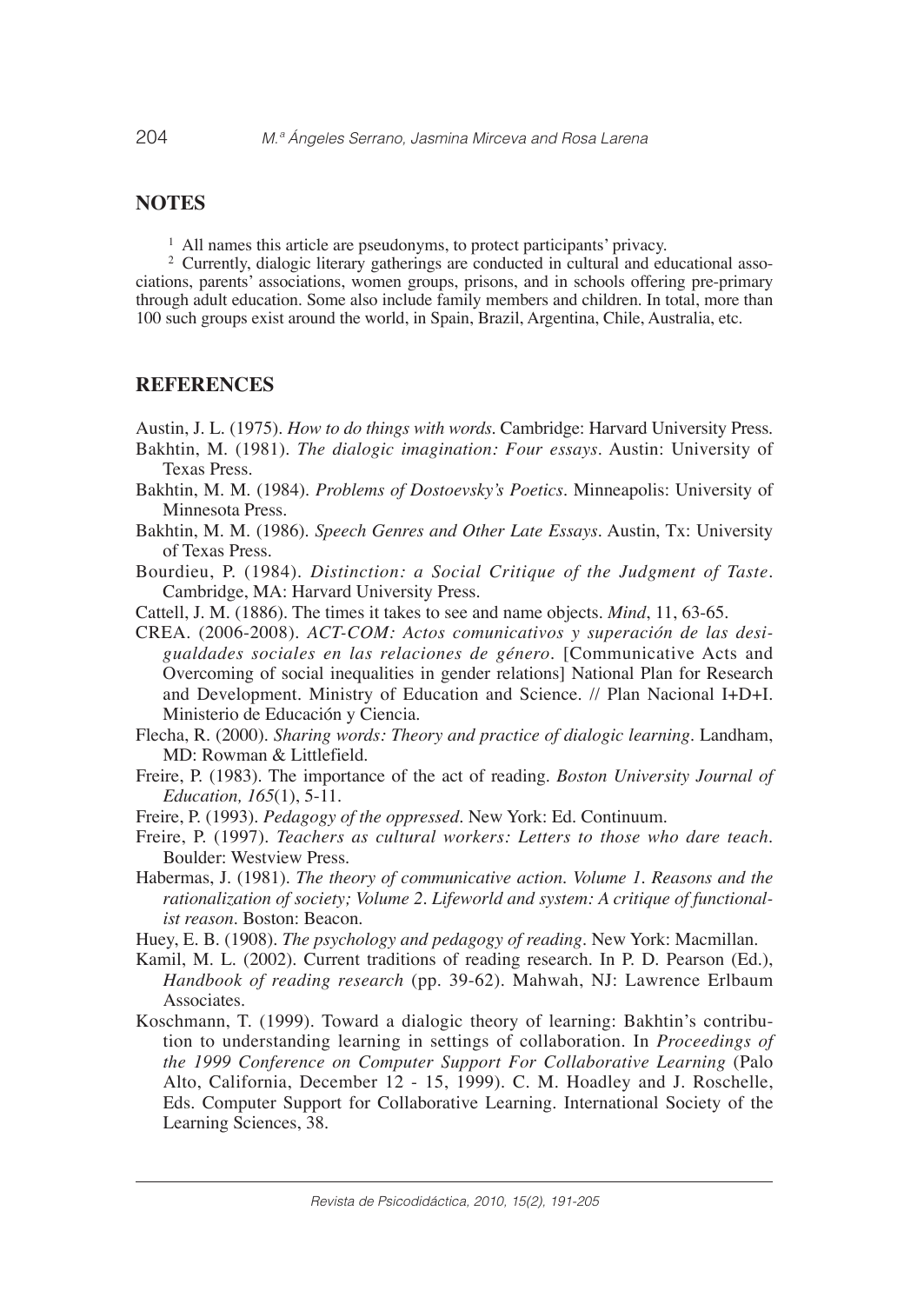## NOTES

[1] All names this article are pseudonyms, to protect participants' privacy.

[2] Currently, dialogic literary gatherings are conducted in cultural and educational associations, parents' associations, women groups, prisons, and in schools offering pre-primary through adult education. Some also include family members and children. In total, more than 100 such groups exist around the world, in Spain, Brazil, Argentina, Chile, Australia, etc.

## REFERENCES

Austin, J. L. (1975). *How to do things with words*. Cambridge: Harvard University Press.

Bakhtin, M. (1981). *The dialogic imagination: Four essays*. Austin: University of Texas Press.

Bakhtin, M. M. (1984). *Problems of Dostoevsky's Poetics*. Minneapolis: University of Minnesota Press.

Bakhtin, M. M. (1986). *Speech Genres and Other Late Essays*. Austin, Tx: University of Texas Press.

Bourdieu, P. (1984). *Distinction: a Social Critique of the Judgment of Taste*. Cambridge, MA: Harvard University Press.

Cattell, J. M. (1886). The times it takes to see and name objects. *Mind*, 11, 63-65.

CREA. (2006-2008). *ACT-COM: Actos comunicativos y superación de las desigualdades sociales en las relaciones de género*. [Communicative Acts and Overcoming of social inequalities in gender relations] National Plan for Research and Development. Ministry of Education and Science. // Plan Nacional I+D+I. Ministerio de Educación y Ciencia.

Flecha, R. (2000). *Sharing words: Theory and practice of dialogic learning*. Landham, MD: Rowman & Littlefield.

Freire, P. (1983). The importance of the act of reading. *Boston University Journal of Education, 165*(1), 5-11.

Freire, P. (1993). *Pedagogy of the oppressed*. New York: Ed. Continuum.

Freire, P. (1997). *Teachers as cultural workers: Letters to those who dare teach*. Boulder: Westview Press.

Habermas, J. (1981). *The theory of communicative action. Volume 1. Reasons and the rationalization of society; Volume 2. Lifeworld and system: A critique of functionalist reason*. Boston: Beacon.

Huey, E. B. (1908). *The psychology and pedagogy of reading*. New York: Macmillan.

Kamil, M. L. (2002). Current traditions of reading research. In P. D. Pearson (Ed.), *Handbook of reading research* (pp. 39-62). Mahwah, NJ: Lawrence Erlbaum Associates.

Koschmann, T. (1999). Toward a dialogic theory of learning: Bakhtin's contribution to understanding learning in settings of collaboration. In *Proceedings of the 1999 Conference on Computer Support For Collaborative Learning* (Palo Alto, California, December 12 - 15, 1999). C. M. Hoadley and J. Roschelle, Eds. Computer Support for Collaborative Learning. International Society of the Learning Sciences, 38.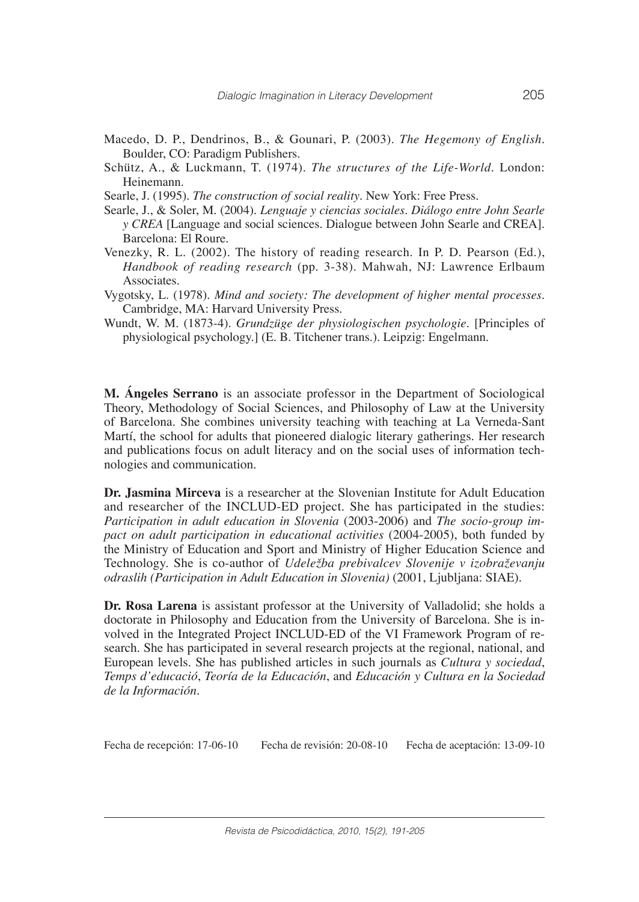Macedo, D. P., Dendrinos, B., & Gounari, P. (2003). *The Hegemony of English*. Boulder, CO: Paradigm Publishers.

Schütz, A., & Luckmann, T. (1974). *The structures of the Life-World*. London: Heinemann.

Searle, J. (1995). *The construction of social reality*. New York: Free Press.

Searle, J., & Soler, M. (2004). *Lenguaje y ciencias sociales. Diálogo entre John Searle y CREA* [Language and social sciences. Dialogue between John Searle and CREA]. Barcelona: El Roure.

Venezky, R. L. (2002). The history of reading research. In P. D. Pearson (Ed.), *Handbook of reading research* (pp. 3-38). Mahwah, NJ: Lawrence Erlbaum Associates.

Vygotsky, L. (1978). *Mind and society: The development of higher mental processes*. Cambridge, MA: Harvard University Press.

Wundt, W. M. (1873-4). *Grundzüge der physiologischen psychologie*. [Principles of physiological psychology.] (E. B. Titchener trans.). Leipzig: Engelmann.

**M. Ángeles Serrano** is an associate professor in the Department of Sociological Theory, Methodology of Social Sciences, and Philosophy of Law at the University of Barcelona. She combines university teaching with teaching at La Verneda-Sant Martí, the school for adults that pioneered dialogic literary gatherings. Her research and publications focus on adult literacy and on the social uses of information technologies and communication.

**Dr. Jasmina Mirceva** is a researcher at the Slovenian Institute for Adult Education and researcher of the INCLUD-ED project. She has participated in the studies: *Participation in adult education in Slovenia* (2003-2006) and *The socio-group impact on adult participation in educational activities* (2004-2005), both funded by the Ministry of Education and Sport and Ministry of Higher Education Science and Technology. She is co-author of *Udeležba prebivalcev Slovenije v izobraževanju odraslih (Participation in Adult Education in Slovenia)* (2001, Ljubljana: SIAE).

**Dr. Rosa Larena** is assistant professor at the University of Valladolid; she holds a doctorate in Philosophy and Education from the University of Barcelona. She is involved in the Integrated Project INCLUD-ED of the VI Framework Program of research. She has participated in several research projects at the regional, national, and European levels. She has published articles in such journals as *Cultura y sociedad*, *Temps d'educació*, *Teoría de la Educación*, and *Educación y Cultura en la Sociedad de la Información*.

Fecha de recepción: 17-06-10 Fecha de revisión: 20-08-10 Fecha de aceptación: 13-09-10